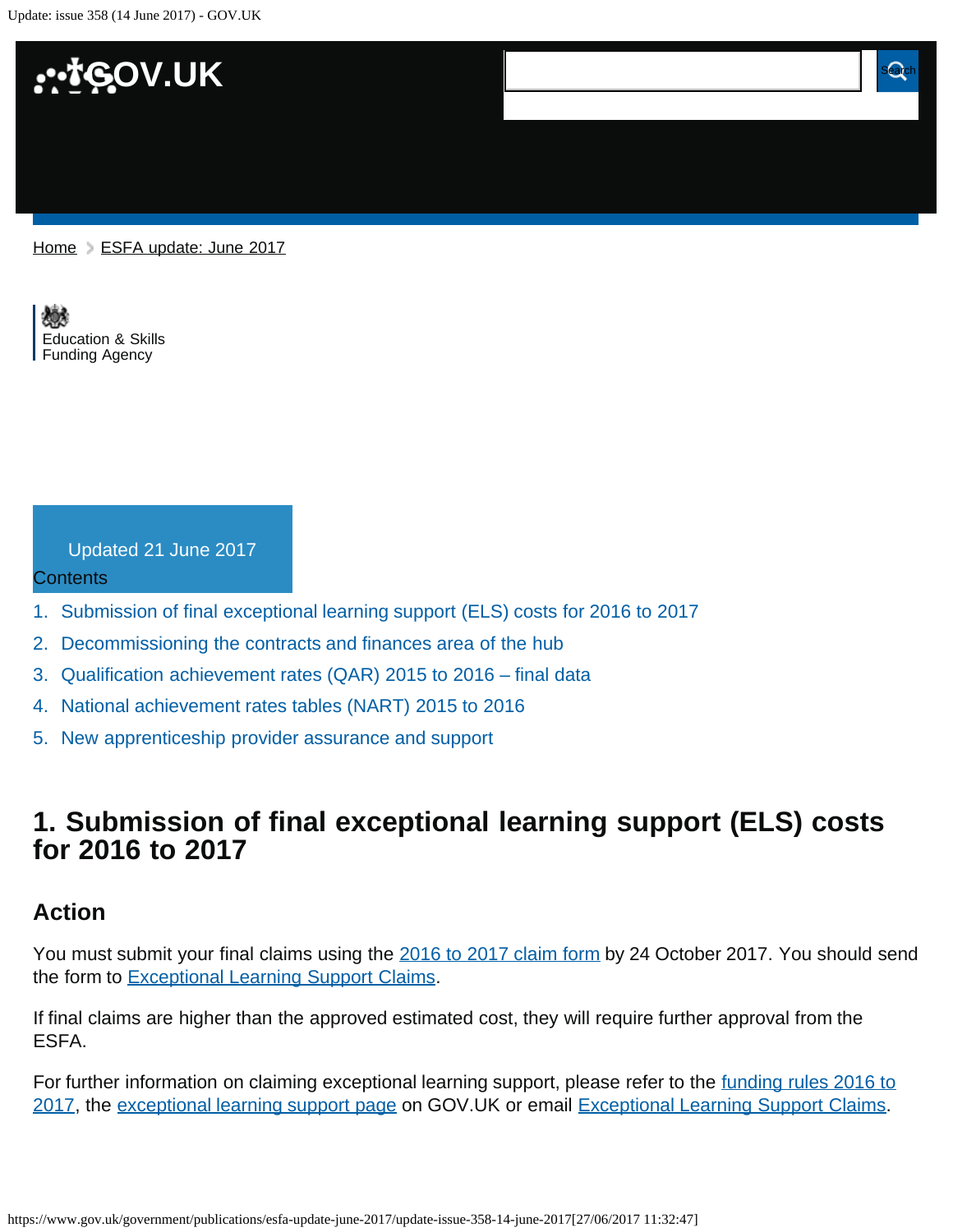Home > ESFA update: June 2017

Education & Skills Funding Agency

Updated 21 June 2017

Contents

1. Submission of final exceptional learning support (ELS) costs for 2016 to 2017
2. Decommissioning the contracts and finances area of the hub
3. Qualification achievement rates (QAR) 2015 to 2016 – final data
4. National achievement rates tables (NART) 2015 to 2016
5. New apprenticeship provider assurance and support

## 1. Submission of final exceptional learning support (ELS) costs for 2016 to 2017

### Action

You must submit your final claims using the 2016 to 2017 claim form by 24 October 2017. You should send the form to Exceptional Learning Support Claims.

If final claims are higher than the approved estimated cost, they will require further approval from the ESFA.

For further information on claiming exceptional learning support, please refer to the funding rules 2016 to 2017, the exceptional learning support page on GOV.UK or email Exceptional Learning Support Claims.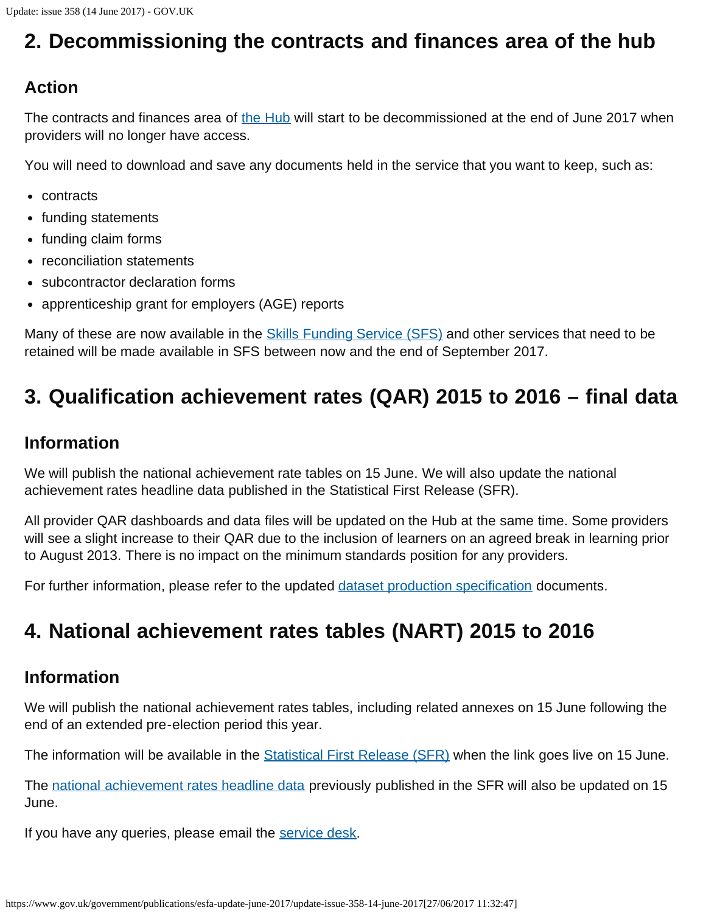## 2. Decommissioning the contracts and finances area of the hub

### Action

The contracts and finances area of the Hub will start to be decommissioned at the end of June 2017 when providers will no longer have access.

You will need to download and save any documents held in the service that you want to keep, such as:

- contracts
- funding statements
- funding claim forms
- reconciliation statements
- subcontractor declaration forms
- apprenticeship grant for employers (AGE) reports

Many of these are now available in the Skills Funding Service (SFS) and other services that need to be retained will be made available in SFS between now and the end of September 2017.

## 3. Qualification achievement rates (QAR) 2015 to 2016 – final data

### Information

We will publish the national achievement rate tables on 15 June. We will also update the national achievement rates headline data published in the Statistical First Release (SFR).

All provider QAR dashboards and data files will be updated on the Hub at the same time. Some providers will see a slight increase to their QAR due to the inclusion of learners on an agreed break in learning prior to August 2013. There is no impact on the minimum standards position for any providers.

For further information, please refer to the updated dataset production specification documents.

## 4. National achievement rates tables (NART) 2015 to 2016

### Information

We will publish the national achievement rates tables, including related annexes on 15 June following the end of an extended pre-election period this year.

The information will be available in the Statistical First Release (SFR) when the link goes live on 15 June.

The national achievement rates headline data previously published in the SFR will also be updated on 15 June.

If you have any queries, please email the service desk.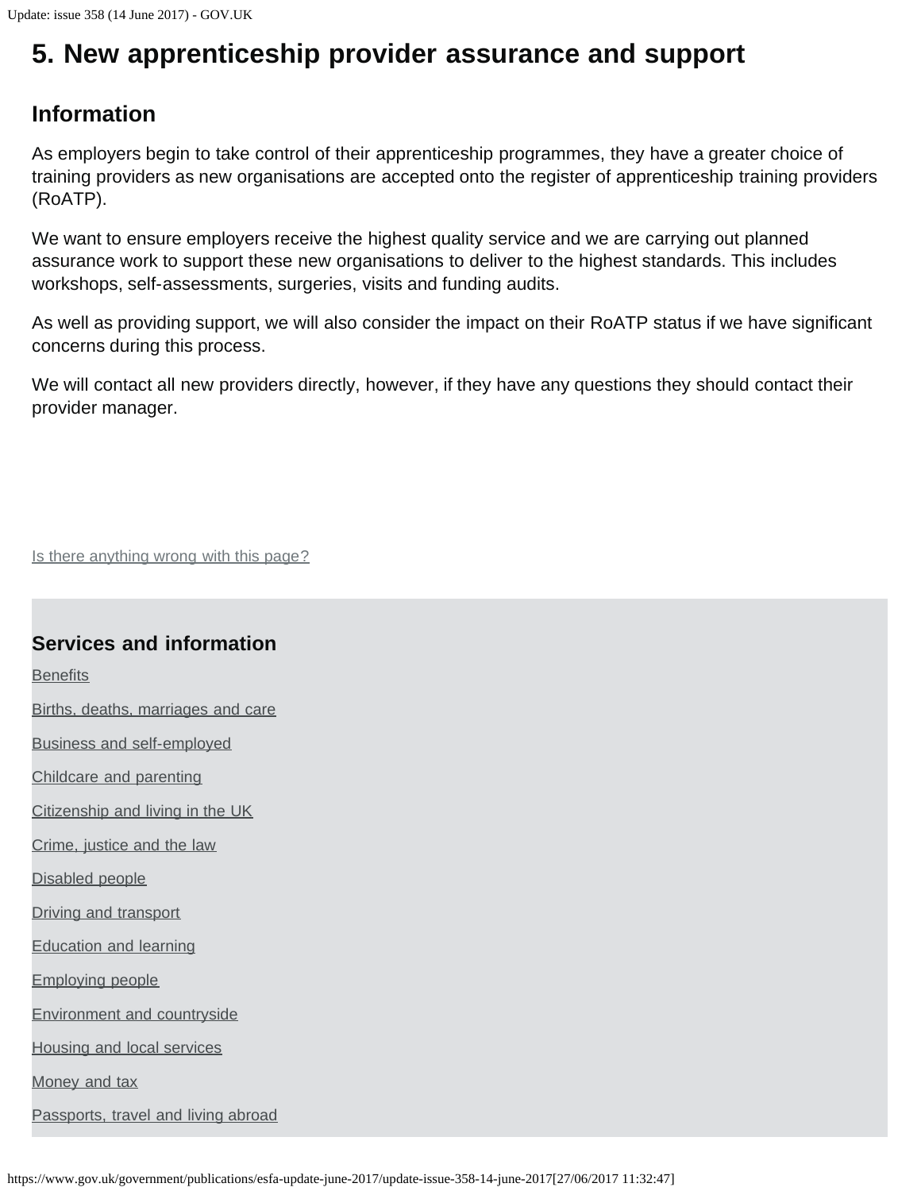## 5. New apprenticeship provider assurance and support

### Information

As employers begin to take control of their apprenticeship programmes, they have a greater choice of training providers as new organisations are accepted onto the register of apprenticeship training providers (RoATP).

We want to ensure employers receive the highest quality service and we are carrying out planned assurance work to support these new organisations to deliver to the highest standards. This includes workshops, self-assessments, surgeries, visits and funding audits.

As well as providing support, we will also consider the impact on their RoATP status if we have significant concerns during this process.

We will contact all new providers directly, however, if they have any questions they should contact their provider manager.

Is there anything wrong with this page?

### Services and information

- Benefits
- Births, deaths, marriages and care
- Business and self-employed
- Childcare and parenting
- Citizenship and living in the UK
- Crime, justice and the law
- Disabled people
- Driving and transport
- Education and learning
- Employing people
- Environment and countryside
- Housing and local services
- Money and tax
- Passports, travel and living abroad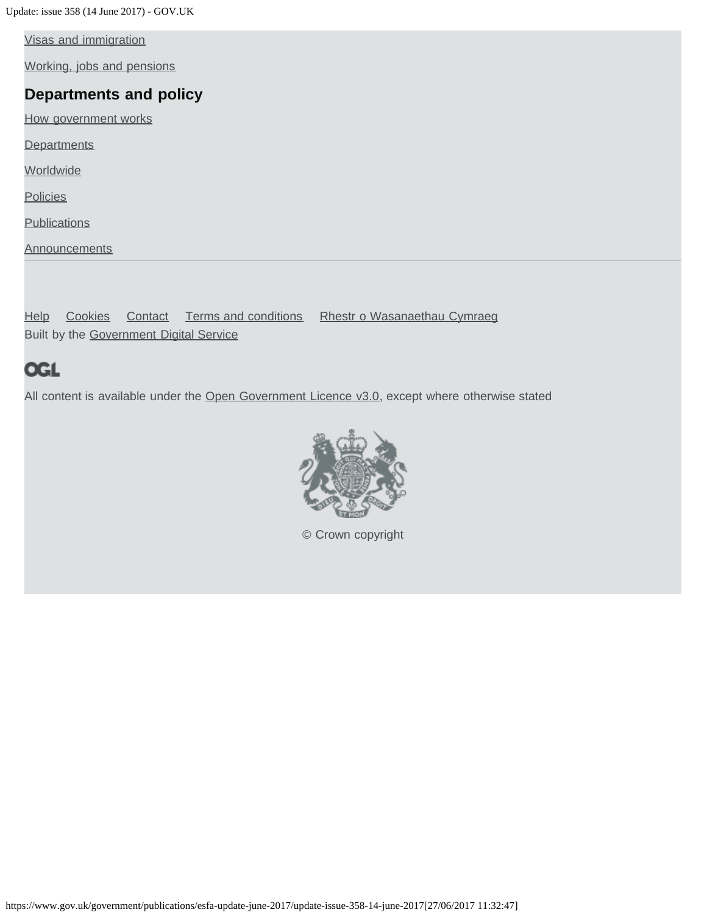Visas and immigration

Working, jobs and pensions

## Departments and policy

How government works

Departments

Worldwide

Policies

Publications

Announcements

Help Cookies Contact Terms and conditions Rhestr o Wasanaethau Cymraeg

Built by the Government Digital Service

OGL

All content is available under the Open Government Licence v3.0, except where otherwise stated

© Crown copyright